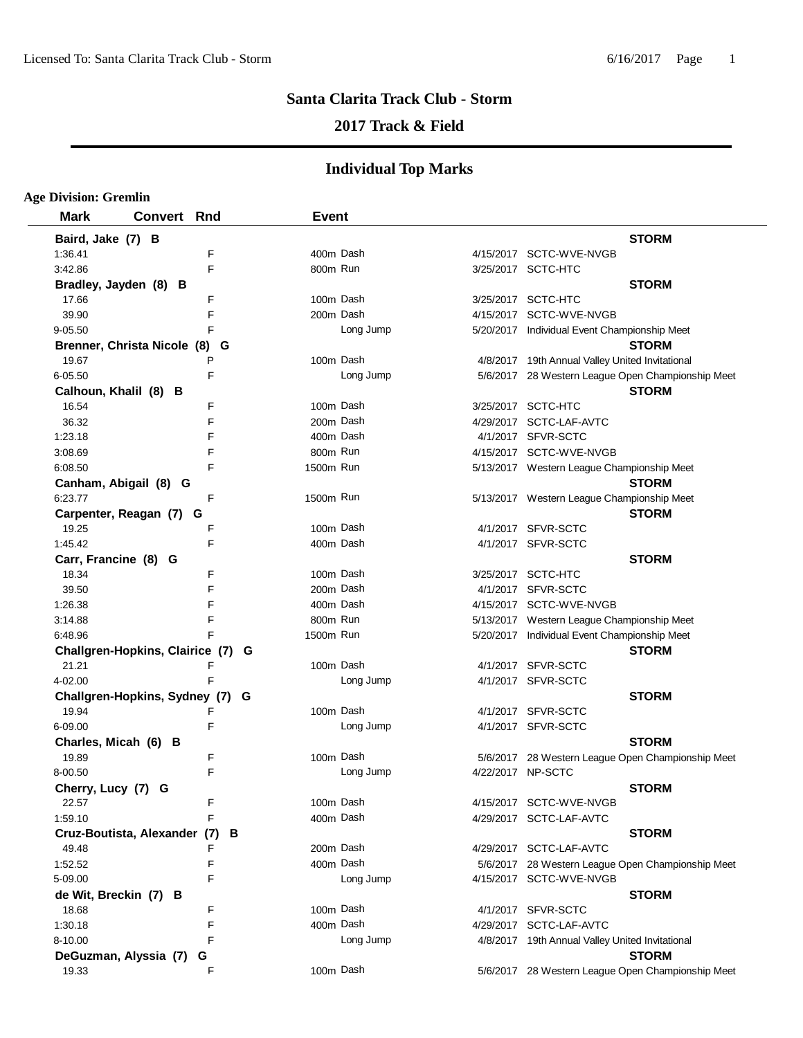## Santa Clarita Track Club - Storm

## 2017 Track & Field

## Individual Top Marks

**Age Division: Gremlin**

| Mark | Convert | Rnd | Event | Date | Meet |
|---|---|---|---|---|---|
| **Baird, Jake (7) B** | | | | | **STORM** |
| 1:36.41 | | F | 400m Dash | 4/15/2017 | SCTC-WVE-NVGB |
| 3:42.86 | | F | 800m Run | 3/25/2017 | SCTC-HTC |
| **Bradley, Jayden (8) B** | | | | | **STORM** |
| 17.66 | | F | 100m Dash | 3/25/2017 | SCTC-HTC |
| 39.90 | | F | 200m Dash | 4/15/2017 | SCTC-WVE-NVGB |
| 9-05.50 | | F | Long Jump | 5/20/2017 | Individual Event Championship Meet |
| **Brenner, Christa Nicole (8) G** | | | | | **STORM** |
| 19.67 | | P | 100m Dash | 4/8/2017 | 19th Annual Valley United Invitational |
| 6-05.50 | | F | Long Jump | 5/6/2017 | 28 Western League Open Championship Meet |
| **Calhoun, Khalil (8) B** | | | | | **STORM** |
| 16.54 | | F | 100m Dash | 3/25/2017 | SCTC-HTC |
| 36.32 | | F | 200m Dash | 4/29/2017 | SCTC-LAF-AVTC |
| 1:23.18 | | F | 400m Dash | 4/1/2017 | SFVR-SCTC |
| 3:08.69 | | F | 800m Run | 4/15/2017 | SCTC-WVE-NVGB |
| 6:08.50 | | F | 1500m Run | 5/13/2017 | Western League Championship Meet |
| **Canham, Abigail (8) G** | | | | | **STORM** |
| 6:23.77 | | F | 1500m Run | 5/13/2017 | Western League Championship Meet |
| **Carpenter, Reagan (7) G** | | | | | **STORM** |
| 19.25 | | F | 100m Dash | 4/1/2017 | SFVR-SCTC |
| 1:45.42 | | F | 400m Dash | 4/1/2017 | SFVR-SCTC |
| **Carr, Francine (8) G** | | | | | **STORM** |
| 18.34 | | F | 100m Dash | 3/25/2017 | SCTC-HTC |
| 39.50 | | F | 200m Dash | 4/1/2017 | SFVR-SCTC |
| 1:26.38 | | F | 400m Dash | 4/15/2017 | SCTC-WVE-NVGB |
| 3:14.88 | | F | 800m Run | 5/13/2017 | Western League Championship Meet |
| 6:48.96 | | F | 1500m Run | 5/20/2017 | Individual Event Championship Meet |
| **Challgren-Hopkins, Clairice (7) G** | | | | | **STORM** |
| 21.21 | | F | 100m Dash | 4/1/2017 | SFVR-SCTC |
| 4-02.00 | | F | Long Jump | 4/1/2017 | SFVR-SCTC |
| **Challgren-Hopkins, Sydney (7) G** | | | | | **STORM** |
| 19.94 | | F | 100m Dash | 4/1/2017 | SFVR-SCTC |
| 6-09.00 | | F | Long Jump | 4/1/2017 | SFVR-SCTC |
| **Charles, Micah (6) B** | | | | | **STORM** |
| 19.89 | | F | 100m Dash | 5/6/2017 | 28 Western League Open Championship Meet |
| 8-00.50 | | F | Long Jump | 4/22/2017 | NP-SCTC |
| **Cherry, Lucy (7) G** | | | | | **STORM** |
| 22.57 | | F | 100m Dash | 4/15/2017 | SCTC-WVE-NVGB |
| 1:59.10 | | F | 400m Dash | 4/29/2017 | SCTC-LAF-AVTC |
| **Cruz-Boutista, Alexander (7) B** | | | | | **STORM** |
| 49.48 | | F | 200m Dash | 4/29/2017 | SCTC-LAF-AVTC |
| 1:52.52 | | F | 400m Dash | 5/6/2017 | 28 Western League Open Championship Meet |
| 5-09.00 | | F | Long Jump | 4/15/2017 | SCTC-WVE-NVGB |
| **de Wit, Breckin (7) B** | | | | | **STORM** |
| 18.68 | | F | 100m Dash | 4/1/2017 | SFVR-SCTC |
| 1:30.18 | | F | 400m Dash | 4/29/2017 | SCTC-LAF-AVTC |
| 8-10.00 | | F | Long Jump | 4/8/2017 | 19th Annual Valley United Invitational |
| **DeGuzman, Alyssia (7) G** | | | | | **STORM** |
| 19.33 | | F | 100m Dash | 5/6/2017 | 28 Western League Open Championship Meet |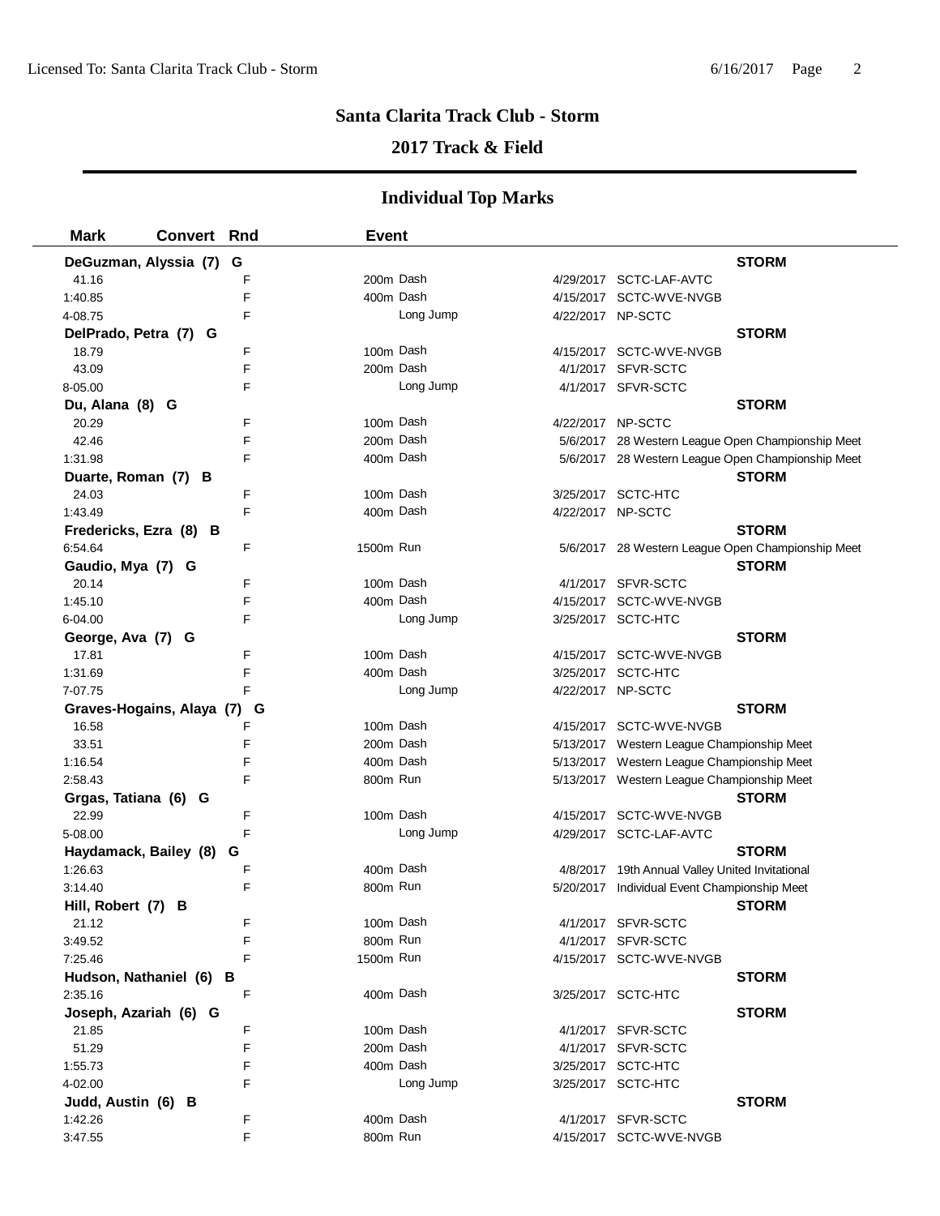# Santa Clarita Track Club - Storm

## 2017 Track & Field

### Individual Top Marks

| Mark | Convert | Rnd | Event | | |
|---|---|---|---|---|---|
| **DeGuzman, Alyssia (7) G** | | | | | **STORM** |
| 41.16 | | F | 200m Dash | 4/29/2017 | SCTC-LAF-AVTC |
| 1:40.85 | | F | 400m Dash | 4/15/2017 | SCTC-WVE-NVGB |
| 4-08.75 | | F | Long Jump | 4/22/2017 | NP-SCTC |
| **DelPrado, Petra (7) G** | | | | | **STORM** |
| 18.79 | | F | 100m Dash | 4/15/2017 | SCTC-WVE-NVGB |
| 43.09 | | F | 200m Dash | 4/1/2017 | SFVR-SCTC |
| 8-05.00 | | F | Long Jump | 4/1/2017 | SFVR-SCTC |
| **Du, Alana (8) G** | | | | | **STORM** |
| 20.29 | | F | 100m Dash | 4/22/2017 | NP-SCTC |
| 42.46 | | F | 200m Dash | 5/6/2017 | 28 Western League Open Championship Meet |
| 1:31.98 | | F | 400m Dash | 5/6/2017 | 28 Western League Open Championship Meet |
| **Duarte, Roman (7) B** | | | | | **STORM** |
| 24.03 | | F | 100m Dash | 3/25/2017 | SCTC-HTC |
| 1:43.49 | | F | 400m Dash | 4/22/2017 | NP-SCTC |
| **Fredericks, Ezra (8) B** | | | | | **STORM** |
| 6:54.64 | | F | 1500m Run | 5/6/2017 | 28 Western League Open Championship Meet |
| **Gaudio, Mya (7) G** | | | | | **STORM** |
| 20.14 | | F | 100m Dash | 4/1/2017 | SFVR-SCTC |
| 1:45.10 | | F | 400m Dash | 4/15/2017 | SCTC-WVE-NVGB |
| 6-04.00 | | F | Long Jump | 3/25/2017 | SCTC-HTC |
| **George, Ava (7) G** | | | | | **STORM** |
| 17.81 | | F | 100m Dash | 4/15/2017 | SCTC-WVE-NVGB |
| 1:31.69 | | F | 400m Dash | 3/25/2017 | SCTC-HTC |
| 7-07.75 | | F | Long Jump | 4/22/2017 | NP-SCTC |
| **Graves-Hogains, Alaya (7) G** | | | | | **STORM** |
| 16.58 | | F | 100m Dash | 4/15/2017 | SCTC-WVE-NVGB |
| 33.51 | | F | 200m Dash | 5/13/2017 | Western League Championship Meet |
| 1:16.54 | | F | 400m Dash | 5/13/2017 | Western League Championship Meet |
| 2:58.43 | | F | 800m Run | 5/13/2017 | Western League Championship Meet |
| **Grgas, Tatiana (6) G** | | | | | **STORM** |
| 22.99 | | F | 100m Dash | 4/15/2017 | SCTC-WVE-NVGB |
| 5-08.00 | | F | Long Jump | 4/29/2017 | SCTC-LAF-AVTC |
| **Haydamack, Bailey (8) G** | | | | | **STORM** |
| 1:26.63 | | F | 400m Dash | 4/8/2017 | 19th Annual Valley United Invitational |
| 3:14.40 | | F | 800m Run | 5/20/2017 | Individual Event Championship Meet |
| **Hill, Robert (7) B** | | | | | **STORM** |
| 21.12 | | F | 100m Dash | 4/1/2017 | SFVR-SCTC |
| 3:49.52 | | F | 800m Run | 4/1/2017 | SFVR-SCTC |
| 7:25.46 | | F | 1500m Run | 4/15/2017 | SCTC-WVE-NVGB |
| **Hudson, Nathaniel (6) B** | | | | | **STORM** |
| 2:35.16 | | F | 400m Dash | 3/25/2017 | SCTC-HTC |
| **Joseph, Azariah (6) G** | | | | | **STORM** |
| 21.85 | | F | 100m Dash | 4/1/2017 | SFVR-SCTC |
| 51.29 | | F | 200m Dash | 4/1/2017 | SFVR-SCTC |
| 1:55.73 | | F | 400m Dash | 3/25/2017 | SCTC-HTC |
| 4-02.00 | | F | Long Jump | 3/25/2017 | SCTC-HTC |
| **Judd, Austin (6) B** | | | | | **STORM** |
| 1:42.26 | | F | 400m Dash | 4/1/2017 | SFVR-SCTC |
| 3:47.55 | | F | 800m Run | 4/15/2017 | SCTC-WVE-NVGB |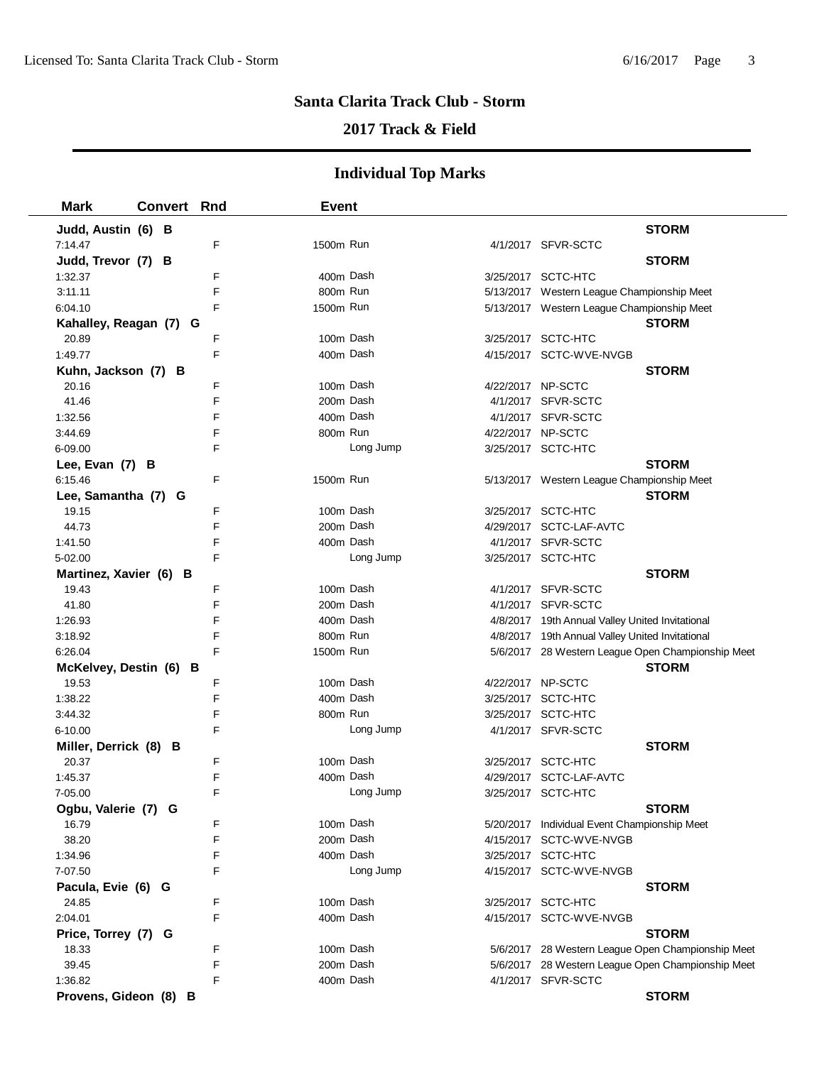## Santa Clarita Track Club - Storm

### 2017 Track & Field

### Individual Top Marks

| Mark | Convert | Rnd | Event | Date | Meet |
|---|---|---|---|---|---|
| **Judd, Austin (6) B** | | | | | **STORM** |
| 7:14.47 | | F | 1500m Run | 4/1/2017 | SFVR-SCTC |
| **Judd, Trevor (7) B** | | | | | **STORM** |
| 1:32.37 | | F | 400m Dash | 3/25/2017 | SCTC-HTC |
| 3:11.11 | | F | 800m Run | 5/13/2017 | Western League Championship Meet |
| 6:04.10 | | F | 1500m Run | 5/13/2017 | Western League Championship Meet |
| **Kahalley, Reagan (7) G** | | | | | **STORM** |
| 20.89 | | F | 100m Dash | 3/25/2017 | SCTC-HTC |
| 1:49.77 | | F | 400m Dash | 4/15/2017 | SCTC-WVE-NVGB |
| **Kuhn, Jackson (7) B** | | | | | **STORM** |
| 20.16 | | F | 100m Dash | 4/22/2017 | NP-SCTC |
| 41.46 | | F | 200m Dash | 4/1/2017 | SFVR-SCTC |
| 1:32.56 | | F | 400m Dash | 4/1/2017 | SFVR-SCTC |
| 3:44.69 | | F | 800m Run | 4/22/2017 | NP-SCTC |
| 6-09.00 | | F | Long Jump | 3/25/2017 | SCTC-HTC |
| **Lee, Evan (7) B** | | | | | **STORM** |
| 6:15.46 | | F | 1500m Run | 5/13/2017 | Western League Championship Meet |
| **Lee, Samantha (7) G** | | | | | **STORM** |
| 19.15 | | F | 100m Dash | 3/25/2017 | SCTC-HTC |
| 44.73 | | F | 200m Dash | 4/29/2017 | SCTC-LAF-AVTC |
| 1:41.50 | | F | 400m Dash | 4/1/2017 | SFVR-SCTC |
| 5-02.00 | | F | Long Jump | 3/25/2017 | SCTC-HTC |
| **Martinez, Xavier (6) B** | | | | | **STORM** |
| 19.43 | | F | 100m Dash | 4/1/2017 | SFVR-SCTC |
| 41.80 | | F | 200m Dash | 4/1/2017 | SFVR-SCTC |
| 1:26.93 | | F | 400m Dash | 4/8/2017 | 19th Annual Valley United Invitational |
| 3:18.92 | | F | 800m Run | 4/8/2017 | 19th Annual Valley United Invitational |
| 6:26.04 | | F | 1500m Run | 5/6/2017 | 28 Western League Open Championship Meet |
| **McKelvey, Destin (6) B** | | | | | **STORM** |
| 19.53 | | F | 100m Dash | 4/22/2017 | NP-SCTC |
| 1:38.22 | | F | 400m Dash | 3/25/2017 | SCTC-HTC |
| 3:44.32 | | F | 800m Run | 3/25/2017 | SCTC-HTC |
| 6-10.00 | | F | Long Jump | 4/1/2017 | SFVR-SCTC |
| **Miller, Derrick (8) B** | | | | | **STORM** |
| 20.37 | | F | 100m Dash | 3/25/2017 | SCTC-HTC |
| 1:45.37 | | F | 400m Dash | 4/29/2017 | SCTC-LAF-AVTC |
| 7-05.00 | | F | Long Jump | 3/25/2017 | SCTC-HTC |
| **Ogbu, Valerie (7) G** | | | | | **STORM** |
| 16.79 | | F | 100m Dash | 5/20/2017 | Individual Event Championship Meet |
| 38.20 | | F | 200m Dash | 4/15/2017 | SCTC-WVE-NVGB |
| 1:34.96 | | F | 400m Dash | 3/25/2017 | SCTC-HTC |
| 7-07.50 | | F | Long Jump | 4/15/2017 | SCTC-WVE-NVGB |
| **Pacula, Evie (6) G** | | | | | **STORM** |
| 24.85 | | F | 100m Dash | 3/25/2017 | SCTC-HTC |
| 2:04.01 | | F | 400m Dash | 4/15/2017 | SCTC-WVE-NVGB |
| **Price, Torrey (7) G** | | | | | **STORM** |
| 18.33 | | F | 100m Dash | 5/6/2017 | 28 Western League Open Championship Meet |
| 39.45 | | F | 200m Dash | 5/6/2017 | 28 Western League Open Championship Meet |
| 1:36.82 | | F | 400m Dash | 4/1/2017 | SFVR-SCTC |
| **Provens, Gideon (8) B** | | | | | **STORM** |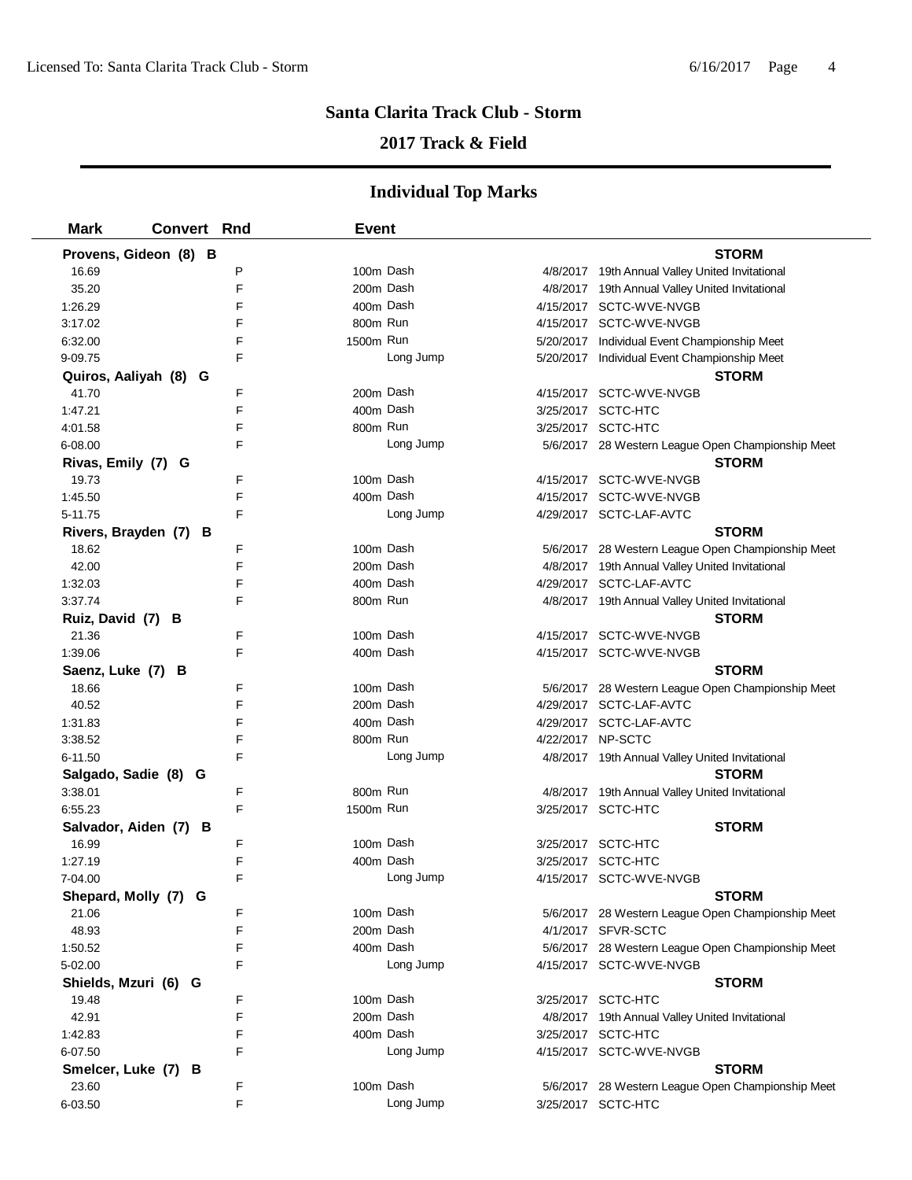## Santa Clarita Track Club - Storm

## 2017 Track & Field

### Individual Top Marks

| Mark | Convert | Rnd | Event | Date | Meet |
|---|---|---|---|---|---|
| **Provens, Gideon (8) B** | | | | | **STORM** |
| 16.69 | | P | 100m Dash | 4/8/2017 | 19th Annual Valley United Invitational |
| 35.20 | | F | 200m Dash | 4/8/2017 | 19th Annual Valley United Invitational |
| 1:26.29 | | F | 400m Dash | 4/15/2017 | SCTC-WVE-NVGB |
| 3:17.02 | | F | 800m Run | 4/15/2017 | SCTC-WVE-NVGB |
| 6:32.00 | | F | 1500m Run | 5/20/2017 | Individual Event Championship Meet |
| 9-09.75 | | F | Long Jump | 5/20/2017 | Individual Event Championship Meet |
| **Quiros, Aaliyah (8) G** | | | | | **STORM** |
| 41.70 | | F | 200m Dash | 4/15/2017 | SCTC-WVE-NVGB |
| 1:47.21 | | F | 400m Dash | 3/25/2017 | SCTC-HTC |
| 4:01.58 | | F | 800m Run | 3/25/2017 | SCTC-HTC |
| 6-08.00 | | F | Long Jump | 5/6/2017 | 28 Western League Open Championship Meet |
| **Rivas, Emily (7) G** | | | | | **STORM** |
| 19.73 | | F | 100m Dash | 4/15/2017 | SCTC-WVE-NVGB |
| 1:45.50 | | F | 400m Dash | 4/15/2017 | SCTC-WVE-NVGB |
| 5-11.75 | | F | Long Jump | 4/29/2017 | SCTC-LAF-AVTC |
| **Rivers, Brayden (7) B** | | | | | **STORM** |
| 18.62 | | F | 100m Dash | 5/6/2017 | 28 Western League Open Championship Meet |
| 42.00 | | F | 200m Dash | 4/8/2017 | 19th Annual Valley United Invitational |
| 1:32.03 | | F | 400m Dash | 4/29/2017 | SCTC-LAF-AVTC |
| 3:37.74 | | F | 800m Run | 4/8/2017 | 19th Annual Valley United Invitational |
| **Ruiz, David (7) B** | | | | | **STORM** |
| 21.36 | | F | 100m Dash | 4/15/2017 | SCTC-WVE-NVGB |
| 1:39.06 | | F | 400m Dash | 4/15/2017 | SCTC-WVE-NVGB |
| **Saenz, Luke (7) B** | | | | | **STORM** |
| 18.66 | | F | 100m Dash | 5/6/2017 | 28 Western League Open Championship Meet |
| 40.52 | | F | 200m Dash | 4/29/2017 | SCTC-LAF-AVTC |
| 1:31.83 | | F | 400m Dash | 4/29/2017 | SCTC-LAF-AVTC |
| 3:38.52 | | F | 800m Run | 4/22/2017 | NP-SCTC |
| 6-11.50 | | F | Long Jump | 4/8/2017 | 19th Annual Valley United Invitational |
| **Salgado, Sadie (8) G** | | | | | **STORM** |
| 3:38.01 | | F | 800m Run | 4/8/2017 | 19th Annual Valley United Invitational |
| 6:55.23 | | F | 1500m Run | 3/25/2017 | SCTC-HTC |
| **Salvador, Aiden (7) B** | | | | | **STORM** |
| 16.99 | | F | 100m Dash | 3/25/2017 | SCTC-HTC |
| 1:27.19 | | F | 400m Dash | 3/25/2017 | SCTC-HTC |
| 7-04.00 | | F | Long Jump | 4/15/2017 | SCTC-WVE-NVGB |
| **Shepard, Molly (7) G** | | | | | **STORM** |
| 21.06 | | F | 100m Dash | 5/6/2017 | 28 Western League Open Championship Meet |
| 48.93 | | F | 200m Dash | 4/1/2017 | SFVR-SCTC |
| 1:50.52 | | F | 400m Dash | 5/6/2017 | 28 Western League Open Championship Meet |
| 5-02.00 | | F | Long Jump | 4/15/2017 | SCTC-WVE-NVGB |
| **Shields, Mzuri (6) G** | | | | | **STORM** |
| 19.48 | | F | 100m Dash | 3/25/2017 | SCTC-HTC |
| 42.91 | | F | 200m Dash | 4/8/2017 | 19th Annual Valley United Invitational |
| 1:42.83 | | F | 400m Dash | 3/25/2017 | SCTC-HTC |
| 6-07.50 | | F | Long Jump | 4/15/2017 | SCTC-WVE-NVGB |
| **Smelcer, Luke (7) B** | | | | | **STORM** |
| 23.60 | | F | 100m Dash | 5/6/2017 | 28 Western League Open Championship Meet |
| 6-03.50 | | F | Long Jump | 3/25/2017 | SCTC-HTC |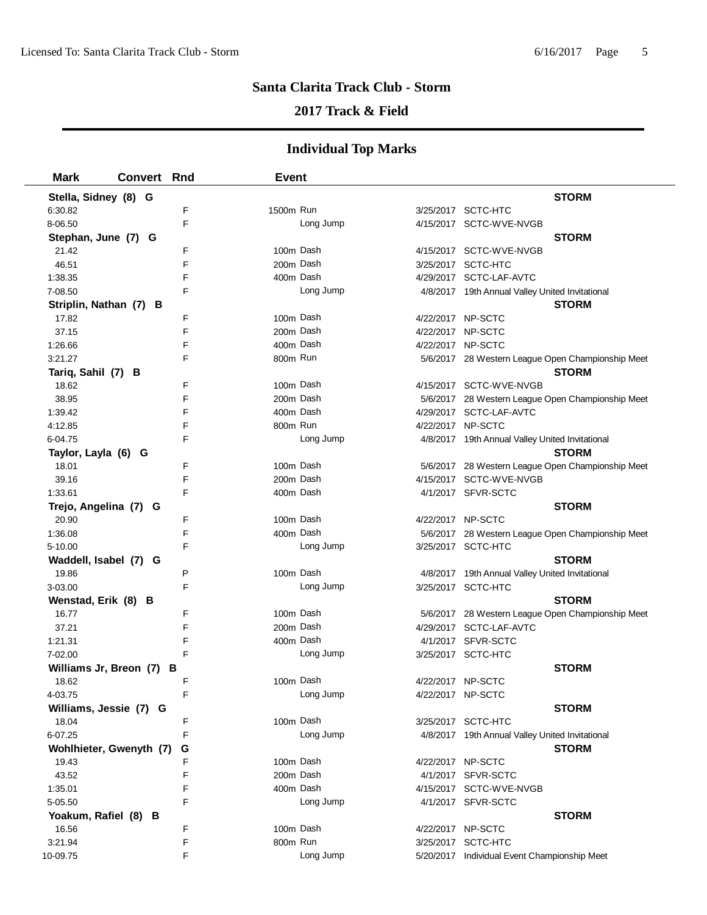# Santa Clarita Track Club - Storm

## 2017 Track & Field

### Individual Top Marks

| Mark | Convert | Rnd | Event | | Date | Meet |
|---|---|---|---|---|---|---|
| **Stella, Sidney (8) G** | | | | | | **STORM** |
| 6:30.82 | | F | 1500m | Run | 3/25/2017 | SCTC-HTC |
| 8-06.50 | | F | | Long Jump | 4/15/2017 | SCTC-WVE-NVGB |
| **Stephan, June (7) G** | | | | | | **STORM** |
| 21.42 | | F | 100m | Dash | 4/15/2017 | SCTC-WVE-NVGB |
| 46.51 | | F | 200m | Dash | 3/25/2017 | SCTC-HTC |
| 1:38.35 | | F | 400m | Dash | 4/29/2017 | SCTC-LAF-AVTC |
| 7-08.50 | | F | | Long Jump | 4/8/2017 | 19th Annual Valley United Invitational |
| **Striplin, Nathan (7) B** | | | | | | **STORM** |
| 17.82 | | F | 100m | Dash | 4/22/2017 | NP-SCTC |
| 37.15 | | F | 200m | Dash | 4/22/2017 | NP-SCTC |
| 1:26.66 | | F | 400m | Dash | 4/22/2017 | NP-SCTC |
| 3:21.27 | | F | 800m | Run | 5/6/2017 | 28 Western League Open Championship Meet |
| **Tariq, Sahil (7) B** | | | | | | **STORM** |
| 18.62 | | F | 100m | Dash | 4/15/2017 | SCTC-WVE-NVGB |
| 38.95 | | F | 200m | Dash | 5/6/2017 | 28 Western League Open Championship Meet |
| 1:39.42 | | F | 400m | Dash | 4/29/2017 | SCTC-LAF-AVTC |
| 4:12.85 | | F | 800m | Run | 4/22/2017 | NP-SCTC |
| 6-04.75 | | F | | Long Jump | 4/8/2017 | 19th Annual Valley United Invitational |
| **Taylor, Layla (6) G** | | | | | | **STORM** |
| 18.01 | | F | 100m | Dash | 5/6/2017 | 28 Western League Open Championship Meet |
| 39.16 | | F | 200m | Dash | 4/15/2017 | SCTC-WVE-NVGB |
| 1:33.61 | | F | 400m | Dash | 4/1/2017 | SFVR-SCTC |
| **Trejo, Angelina (7) G** | | | | | | **STORM** |
| 20.90 | | F | 100m | Dash | 4/22/2017 | NP-SCTC |
| 1:36.08 | | F | 400m | Dash | 5/6/2017 | 28 Western League Open Championship Meet |
| 5-10.00 | | F | | Long Jump | 3/25/2017 | SCTC-HTC |
| **Waddell, Isabel (7) G** | | | | | | **STORM** |
| 19.86 | | P | 100m | Dash | 4/8/2017 | 19th Annual Valley United Invitational |
| 3-03.00 | | F | | Long Jump | 3/25/2017 | SCTC-HTC |
| **Wenstad, Erik (8) B** | | | | | | **STORM** |
| 16.77 | | F | 100m | Dash | 5/6/2017 | 28 Western League Open Championship Meet |
| 37.21 | | F | 200m | Dash | 4/29/2017 | SCTC-LAF-AVTC |
| 1:21.31 | | F | 400m | Dash | 4/1/2017 | SFVR-SCTC |
| 7-02.00 | | F | | Long Jump | 3/25/2017 | SCTC-HTC |
| **Williams Jr, Breon (7) B** | | | | | | **STORM** |
| 18.62 | | F | 100m | Dash | 4/22/2017 | NP-SCTC |
| 4-03.75 | | F | | Long Jump | 4/22/2017 | NP-SCTC |
| **Williams, Jessie (7) G** | | | | | | **STORM** |
| 18.04 | | F | 100m | Dash | 3/25/2017 | SCTC-HTC |
| 6-07.25 | | F | | Long Jump | 4/8/2017 | 19th Annual Valley United Invitational |
| **Wohlhieter, Gwenyth (7) G** | | | | | | **STORM** |
| 19.43 | | F | 100m | Dash | 4/22/2017 | NP-SCTC |
| 43.52 | | F | 200m | Dash | 4/1/2017 | SFVR-SCTC |
| 1:35.01 | | F | 400m | Dash | 4/15/2017 | SCTC-WVE-NVGB |
| 5-05.50 | | F | | Long Jump | 4/1/2017 | SFVR-SCTC |
| **Yoakum, Rafiel (8) B** | | | | | | **STORM** |
| 16.56 | | F | 100m | Dash | 4/22/2017 | NP-SCTC |
| 3:21.94 | | F | 800m | Run | 3/25/2017 | SCTC-HTC |
| 10-09.75 | | F | | Long Jump | 5/20/2017 | Individual Event Championship Meet |